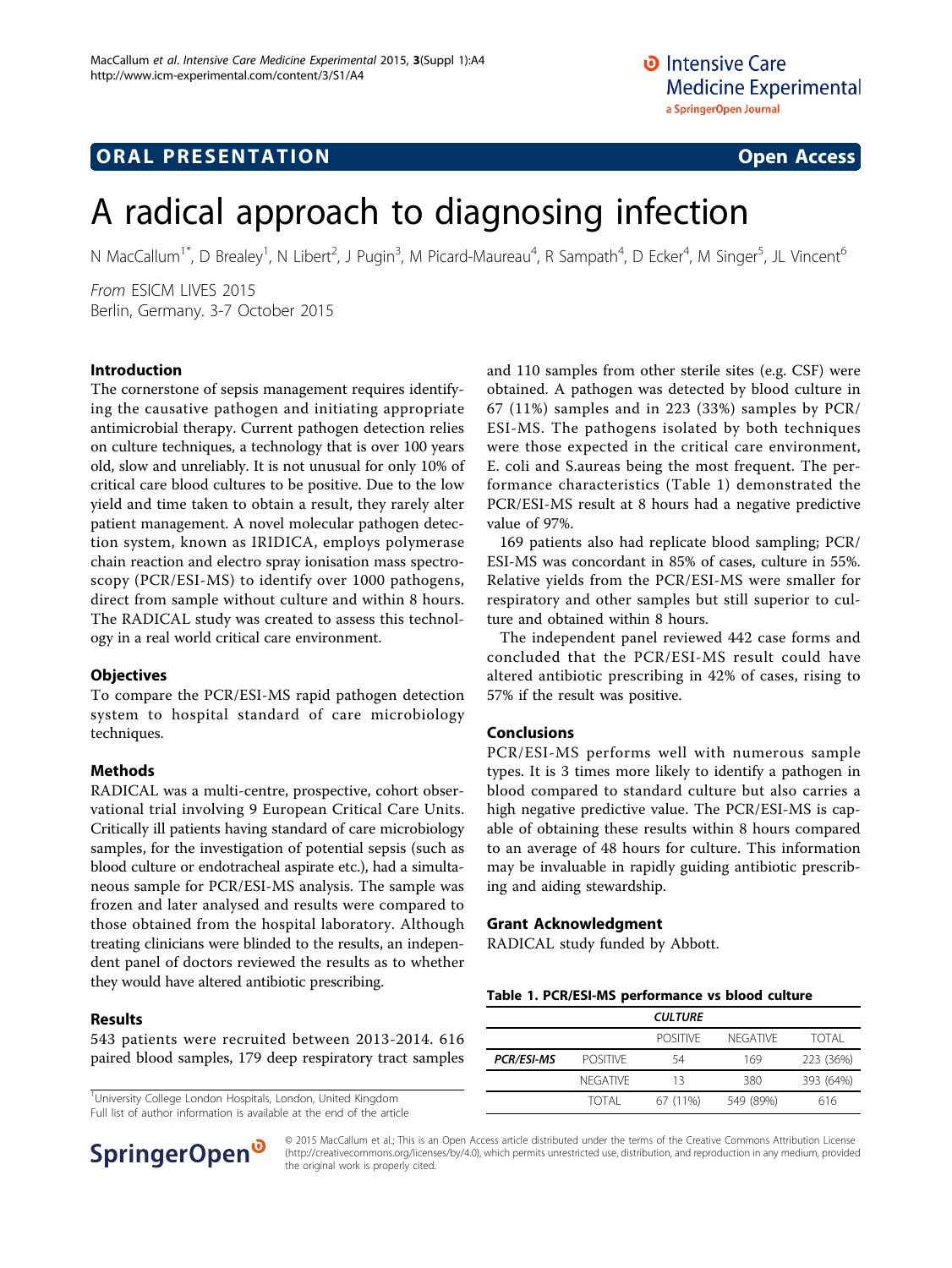ORAL PRESENTATION Open Access

# A radical approach to diagnosing infection

N MacCallum[1*], D Brealey[1], N Libert[2], J Pugin[3], M Picard-Maureau[4], R Sampath[4], D Ecker[4], M Singer[5], JL Vincent[6]

*From* ESICM LIVES 2015
Berlin, Germany. 3-7 October 2015

## Introduction

The cornerstone of sepsis management requires identifying the causative pathogen and initiating appropriate antimicrobial therapy. Current pathogen detection relies on culture techniques, a technology that is over 100 years old, slow and unreliably. It is not unusual for only 10% of critical care blood cultures to be positive. Due to the low yield and time taken to obtain a result, they rarely alter patient management. A novel molecular pathogen detection system, known as IRIDICA, employs polymerase chain reaction and electro spray ionisation mass spectroscopy (PCR/ESI-MS) to identify over 1000 pathogens, direct from sample without culture and within 8 hours. The RADICAL study was created to assess this technology in a real world critical care environment.

## Objectives

To compare the PCR/ESI-MS rapid pathogen detection system to hospital standard of care microbiology techniques.

## Methods

RADICAL was a multi-centre, prospective, cohort observational trial involving 9 European Critical Care Units. Critically ill patients having standard of care microbiology samples, for the investigation of potential sepsis (such as blood culture or endotracheal aspirate etc.), had a simultaneous sample for PCR/ESI-MS analysis. The sample was frozen and later analysed and results were compared to those obtained from the hospital laboratory. Although treating clinicians were blinded to the results, an independent panel of doctors reviewed the results as to whether they would have altered antibiotic prescribing.

## Results

543 patients were recruited between 2013-2014. 616 paired blood samples, 179 deep respiratory tract samples and 110 samples from other sterile sites (e.g. CSF) were obtained. A pathogen was detected by blood culture in 67 (11%) samples and in 223 (33%) samples by PCR/ESI-MS. The pathogens isolated by both techniques were those expected in the critical care environment, E. coli and S.aureas being the most frequent. The performance characteristics (Table 1) demonstrated the PCR/ESI-MS result at 8 hours had a negative predictive value of 97%.

169 patients also had replicate blood sampling; PCR/ESI-MS was concordant in 85% of cases, culture in 55%. Relative yields from the PCR/ESI-MS were smaller for respiratory and other samples but still superior to culture and obtained within 8 hours.

The independent panel reviewed 442 case forms and concluded that the PCR/ESI-MS result could have altered antibiotic prescribing in 42% of cases, rising to 57% if the result was positive.

## Conclusions

PCR/ESI-MS performs well with numerous sample types. It is 3 times more likely to identify a pathogen in blood compared to standard culture but also carries a high negative predictive value. The PCR/ESI-MS is capable of obtaining these results within 8 hours compared to an average of 48 hours for culture. This information may be invaluable in rapidly guiding antibiotic prescribing and aiding stewardship.

## Grant Acknowledgment

RADICAL study funded by Abbott.

**Table 1. PCR/ESI-MS performance vs blood culture**

| | | *CULTURE* | | |
|---|---|---|---|---|
| | | POSITIVE | NEGATIVE | TOTAL |
| ***PCR/ESI-MS*** | POSITIVE | 54 | 169 | 223 (36%) |
| | NEGATIVE | 13 | 380 | 393 (64%) |
| | TOTAL | 67 (11%) | 549 (89%) | 616 |

[1]University College London Hospitals, London, United Kingdom
Full list of author information is available at the end of the article

© 2015 MacCallum et al.; This is an Open Access article distributed under the terms of the Creative Commons Attribution License (http://creativecommons.org/licenses/by/4.0), which permits unrestricted use, distribution, and reproduction in any medium, provided the original work is properly cited.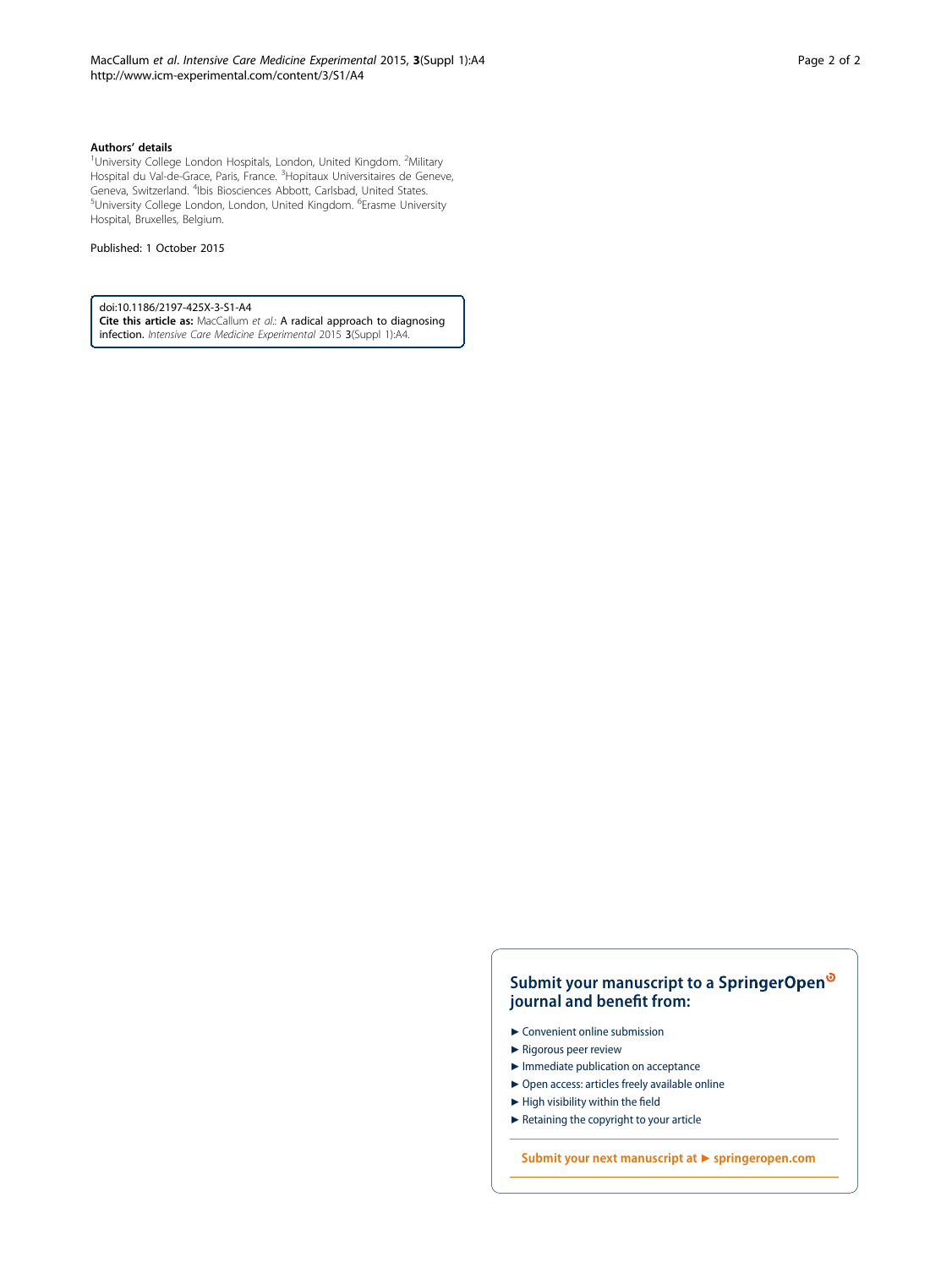**Authors' details**

[1]University College London Hospitals, London, United Kingdom. [2]Military Hospital du Val-de-Grace, Paris, France. [3]Hopitaux Universitaires de Geneve, Geneva, Switzerland. [4]Ibis Biosciences Abbott, Carlsbad, United States. [5]University College London, London, United Kingdom. [6]Erasme University Hospital, Bruxelles, Belgium.

Published: 1 October 2015

doi:10.1186/2197-425X-3-S1-A4

**Cite this article as:** MacCallum *et al.*: A radical approach to diagnosing infection. *Intensive Care Medicine Experimental* 2015 **3**(Suppl 1):A4.

**Submit your manuscript to a SpringerOpen journal and benefit from:**

- ► Convenient online submission
- ► Rigorous peer review
- ► Immediate publication on acceptance
- ► Open access: articles freely available online
- ► High visibility within the field
- ► Retaining the copyright to your article

**Submit your next manuscript at ► springeropen.com**